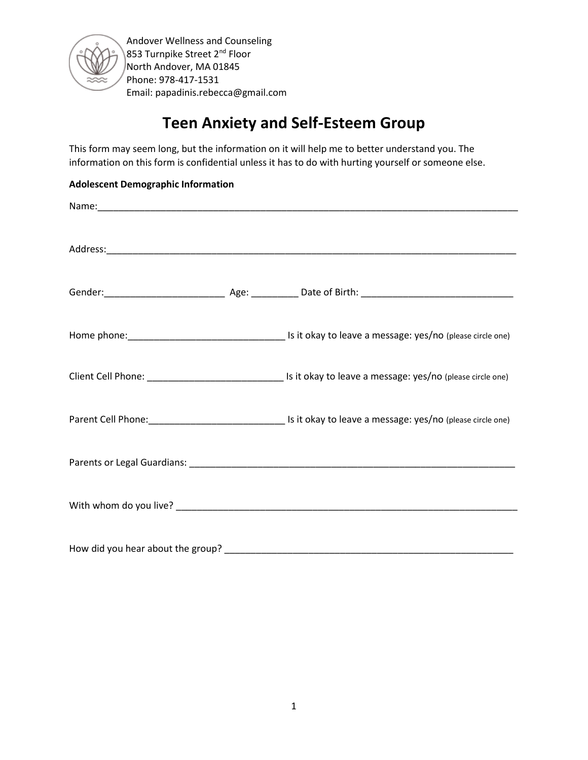Andover Wellness and Counseling
853 Turnpike Street 2nd Floor
North Andover, MA 01845
Phone: 978-417-1531
Email: papadinis.rebecca@gmail.com

# Teen Anxiety and Self-Esteem Group

This form may seem long, but the information on it will help me to better understand you. The information on this form is confidential unless it has to do with hurting yourself or someone else.

**Adolescent Demographic Information**

Name:___________________________________________________________________________

Address:_________________________________________________________________________

Gender:______________________ Age: ________ Date of Birth: ____________________________

Home phone:_____________________________ Is it okay to leave a message: yes/no (please circle one)

Client Cell Phone: _________________________ Is it okay to leave a message: yes/no (please circle one)

Parent Cell Phone:_________________________ Is it okay to leave a message: yes/no (please circle one)

Parents or Legal Guardians: ________________________________________________________________

With whom do you live? ___________________________________________________________________

How did you hear about the group? _________________________________________________________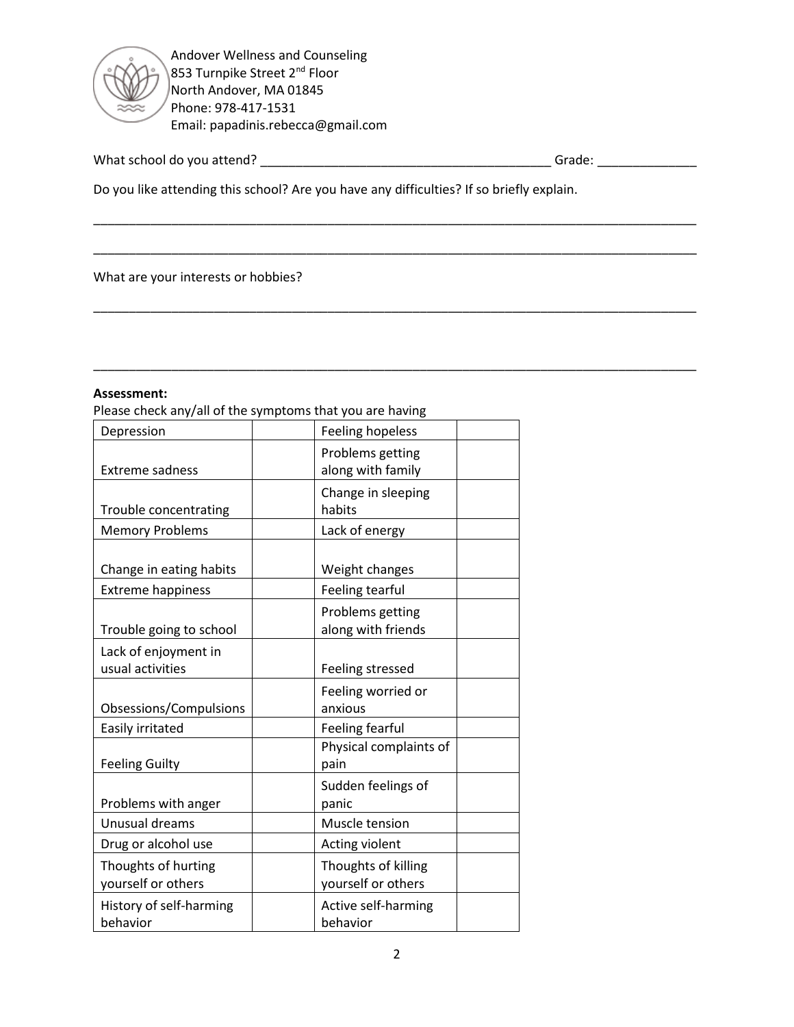Andover Wellness and Counseling
853 Turnpike Street 2nd Floor
North Andover, MA 01845
Phone: 978-417-1531
Email: papadinis.rebecca@gmail.com

What school do you attend? __________________________________________ Grade: ______________

Do you like attending this school? Are you have any difficulties? If so briefly explain.

_____________________________________________________________________________________

_____________________________________________________________________________________

What are your interests or hobbies?

_____________________________________________________________________________________

_____________________________________________________________________________________

**Assessment:**

Please check any/all of the symptoms that you are having

| Depression | | Feeling hopeless | |
|---|---|---|---|
| Extreme sadness | | Problems getting along with family | |
| Trouble concentrating | | Change in sleeping habits | |
| Memory Problems | | Lack of energy | |
| Change in eating habits | | Weight changes | |
| Extreme happiness | | Feeling tearful | |
| Trouble going to school | | Problems getting along with friends | |
| Lack of enjoyment in usual activities | | Feeling stressed | |
| Obsessions/Compulsions | | Feeling worried or anxious | |
| Easily irritated | | Feeling fearful | |
| Feeling Guilty | | Physical complaints of pain | |
| Problems with anger | | Sudden feelings of panic | |
| Unusual dreams | | Muscle tension | |
| Drug or alcohol use | | Acting violent | |
| Thoughts of hurting yourself or others | | Thoughts of killing yourself or others | |
| History of self-harming behavior | | Active self-harming behavior | |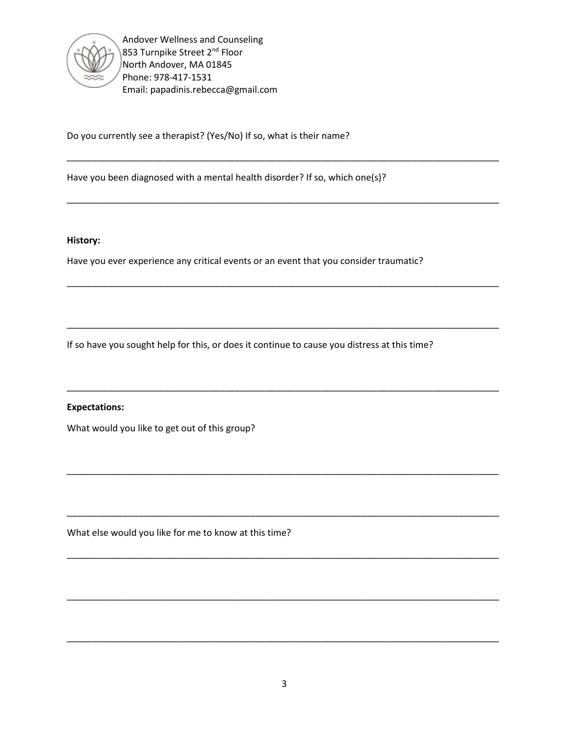Andover Wellness and Counseling
853 Turnpike Street 2nd Floor
North Andover, MA 01845
Phone: 978-417-1531
Email: papadinis.rebecca@gmail.com

Do you currently see a therapist? (Yes/No) If so, what is their name?

_______________________________________________________________________________

Have you been diagnosed with a mental health disorder? If so, which one(s)?

_______________________________________________________________________________

**History:**

Have you ever experience any critical events or an event that you consider traumatic?

_______________________________________________________________________________

_______________________________________________________________________________

If so have you sought help for this, or does it continue to cause you distress at this time?

_______________________________________________________________________________

**Expectations:**

What would you like to get out of this group?

_______________________________________________________________________________

_______________________________________________________________________________

What else would you like for me to know at this time?

_______________________________________________________________________________

_______________________________________________________________________________

_______________________________________________________________________________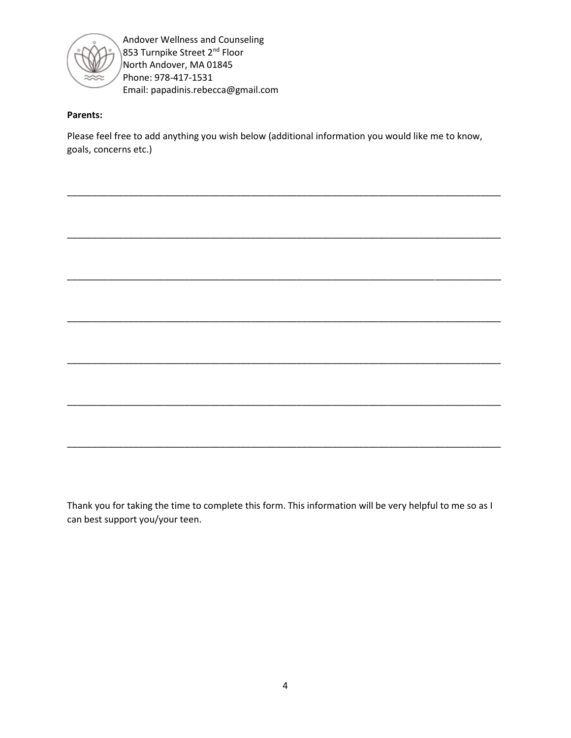Andover Wellness and Counseling
853 Turnpike Street 2nd Floor
North Andover, MA 01845
Phone: 978-417-1531
Email: papadinis.rebecca@gmail.com

**Parents:**

Please feel free to add anything you wish below (additional information you would like me to know, goals, concerns etc.)

_____________________________________________________________________________________

_____________________________________________________________________________________

_____________________________________________________________________________________

_____________________________________________________________________________________

_____________________________________________________________________________________

_____________________________________________________________________________________

_____________________________________________________________________________________

Thank you for taking the time to complete this form. This information will be very helpful to me so as I can best support you/your teen.